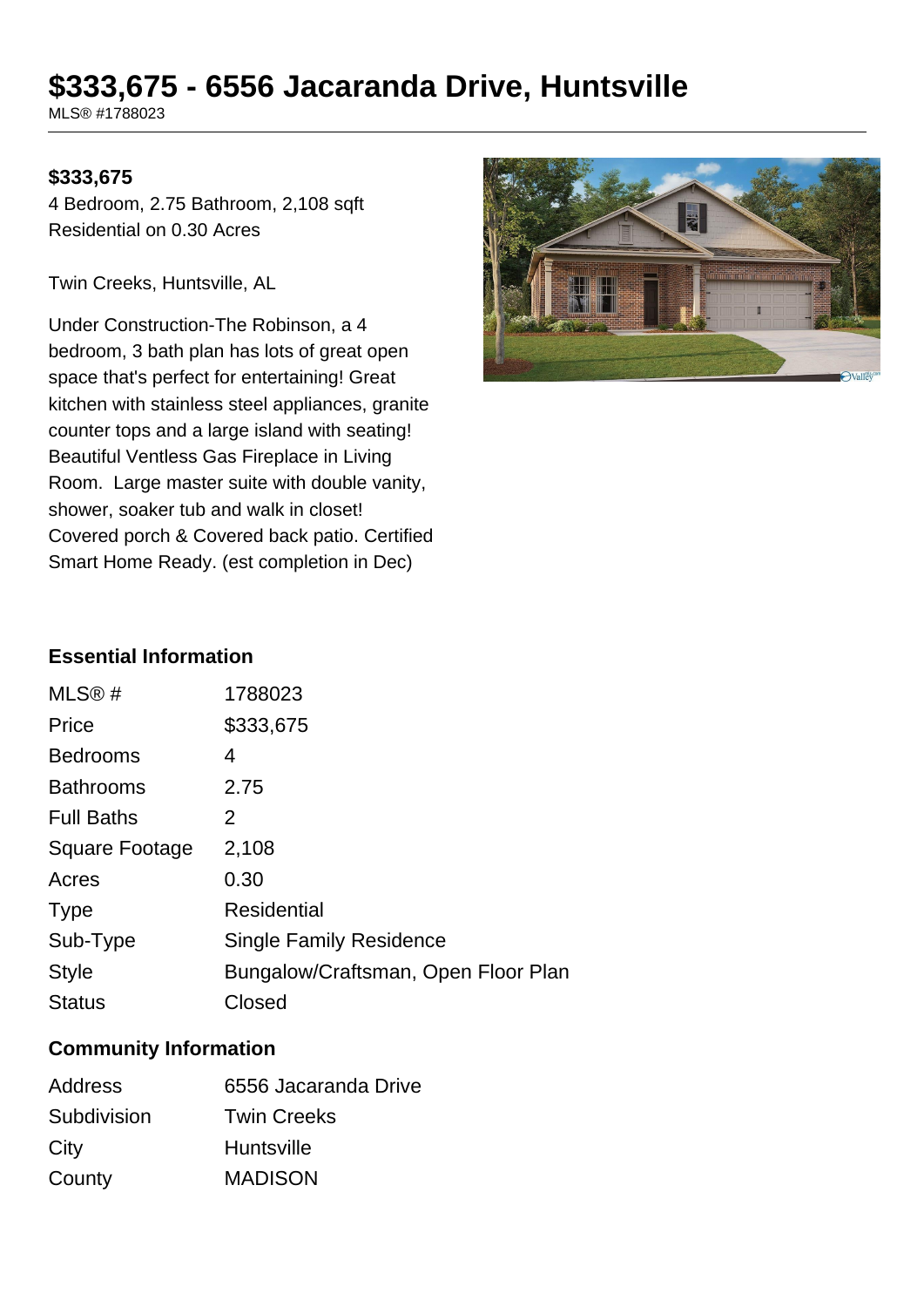# $333,675 - 6556 Jacaranda Drive, Huntsville

MLS® #1788023

**$333,675**

4 Bedroom, 2.75 Bathroom, 2,108 sqft
Residential on 0.30 Acres

Twin Creeks, Huntsville, AL

Under Construction-The Robinson, a 4 bedroom, 3 bath plan has lots of great open space that's perfect for entertaining! Great kitchen with stainless steel appliances, granite counter tops and a large island with seating! Beautiful Ventless Gas Fireplace in Living Room. Large master suite with double vanity, shower, soaker tub and walk in closet! Covered porch & Covered back patio. Certified Smart Home Ready. (est completion in Dec)

## Essential Information

| | |
|---|---|
| MLS® # | 1788023 |
| Price | $333,675 |
| Bedrooms | 4 |
| Bathrooms | 2.75 |
| Full Baths | 2 |
| Square Footage | 2,108 |
| Acres | 0.30 |
| Type | Residential |
| Sub-Type | Single Family Residence |
| Style | Bungalow/Craftsman, Open Floor Plan |
| Status | Closed |

## Community Information

| | |
|---|---|
| Address | 6556 Jacaranda Drive |
| Subdivision | Twin Creeks |
| City | Huntsville |
| County | MADISON |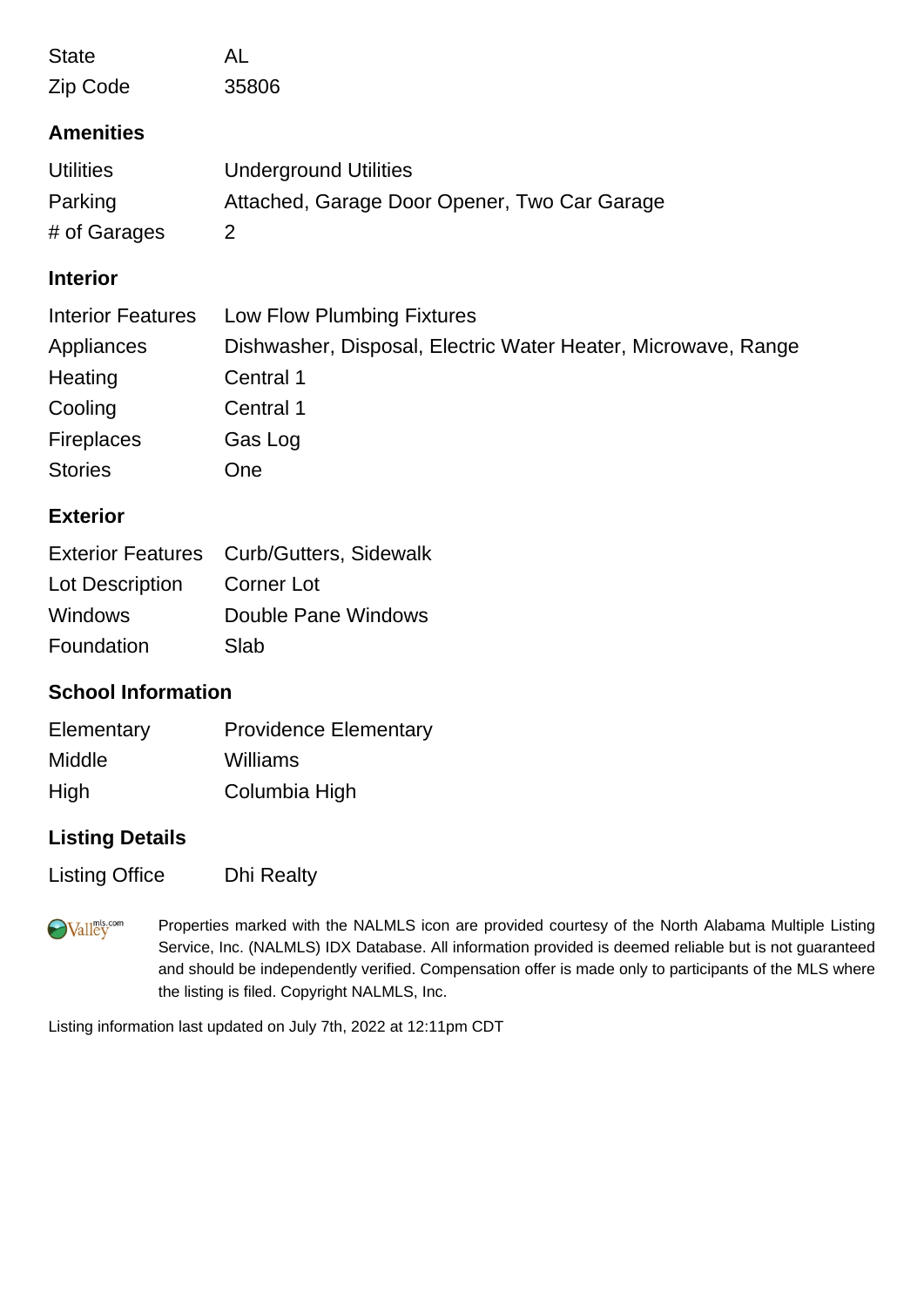| | |
|---|---|
| State | AL |
| Zip Code | 35806 |

## Amenities

| | |
|---|---|
| Utilities | Underground Utilities |
| Parking | Attached, Garage Door Opener, Two Car Garage |
| # of Garages | 2 |

## Interior

| | |
|---|---|
| Interior Features | Low Flow Plumbing Fixtures |
| Appliances | Dishwasher, Disposal, Electric Water Heater, Microwave, Range |
| Heating | Central 1 |
| Cooling | Central 1 |
| Fireplaces | Gas Log |
| Stories | One |

## Exterior

| | |
|---|---|
| Exterior Features | Curb/Gutters, Sidewalk |
| Lot Description | Corner Lot |
| Windows | Double Pane Windows |
| Foundation | Slab |

## School Information

| | |
|---|---|
| Elementary | Providence Elementary |
| Middle | Williams |
| High | Columbia High |

## Listing Details

| | |
|---|---|
| Listing Office | Dhi Realty |

Properties marked with the NALMLS icon are provided courtesy of the North Alabama Multiple Listing Service, Inc. (NALMLS) IDX Database. All information provided is deemed reliable but is not guaranteed and should be independently verified. Compensation offer is made only to participants of the MLS where the listing is filed. Copyright NALMLS, Inc.

Listing information last updated on July 7th, 2022 at 12:11pm CDT